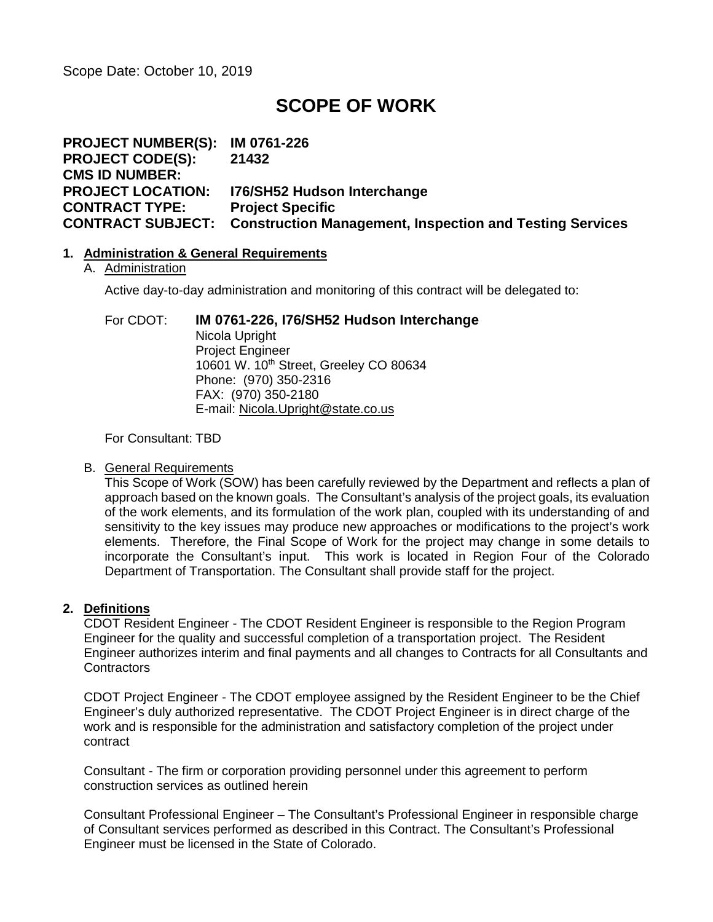Scope Date: October 10, 2019

# SCOPE OF WORK

**PROJECT NUMBER(S): IM 0761-226**
**PROJECT CODE(S): 21432**
**CMS ID NUMBER:**
**PROJECT LOCATION: I76/SH52 Hudson Interchange**
**CONTRACT TYPE: Project Specific**
**CONTRACT SUBJECT: Construction Management, Inspection and Testing Services**

## 1. Administration & General Requirements

### A. Administration

Active day-to-day administration and monitoring of this contract will be delegated to:

For CDOT: **IM 0761-226, I76/SH52 Hudson Interchange**
Nicola Upright
Project Engineer
10601 W. 10th Street, Greeley CO 80634
Phone: (970) 350-2316
FAX: (970) 350-2180
E-mail: Nicola.Upright@state.co.us

For Consultant: TBD

### B. General Requirements

This Scope of Work (SOW) has been carefully reviewed by the Department and reflects a plan of approach based on the known goals. The Consultant's analysis of the project goals, its evaluation of the work elements, and its formulation of the work plan, coupled with its understanding of and sensitivity to the key issues may produce new approaches or modifications to the project's work elements. Therefore, the Final Scope of Work for the project may change in some details to incorporate the Consultant's input. This work is located in Region Four of the Colorado Department of Transportation. The Consultant shall provide staff for the project.

## 2. Definitions

CDOT Resident Engineer - The CDOT Resident Engineer is responsible to the Region Program Engineer for the quality and successful completion of a transportation project. The Resident Engineer authorizes interim and final payments and all changes to Contracts for all Consultants and Contractors

CDOT Project Engineer - The CDOT employee assigned by the Resident Engineer to be the Chief Engineer's duly authorized representative. The CDOT Project Engineer is in direct charge of the work and is responsible for the administration and satisfactory completion of the project under contract

Consultant - The firm or corporation providing personnel under this agreement to perform construction services as outlined herein

Consultant Professional Engineer – The Consultant's Professional Engineer in responsible charge of Consultant services performed as described in this Contract. The Consultant's Professional Engineer must be licensed in the State of Colorado.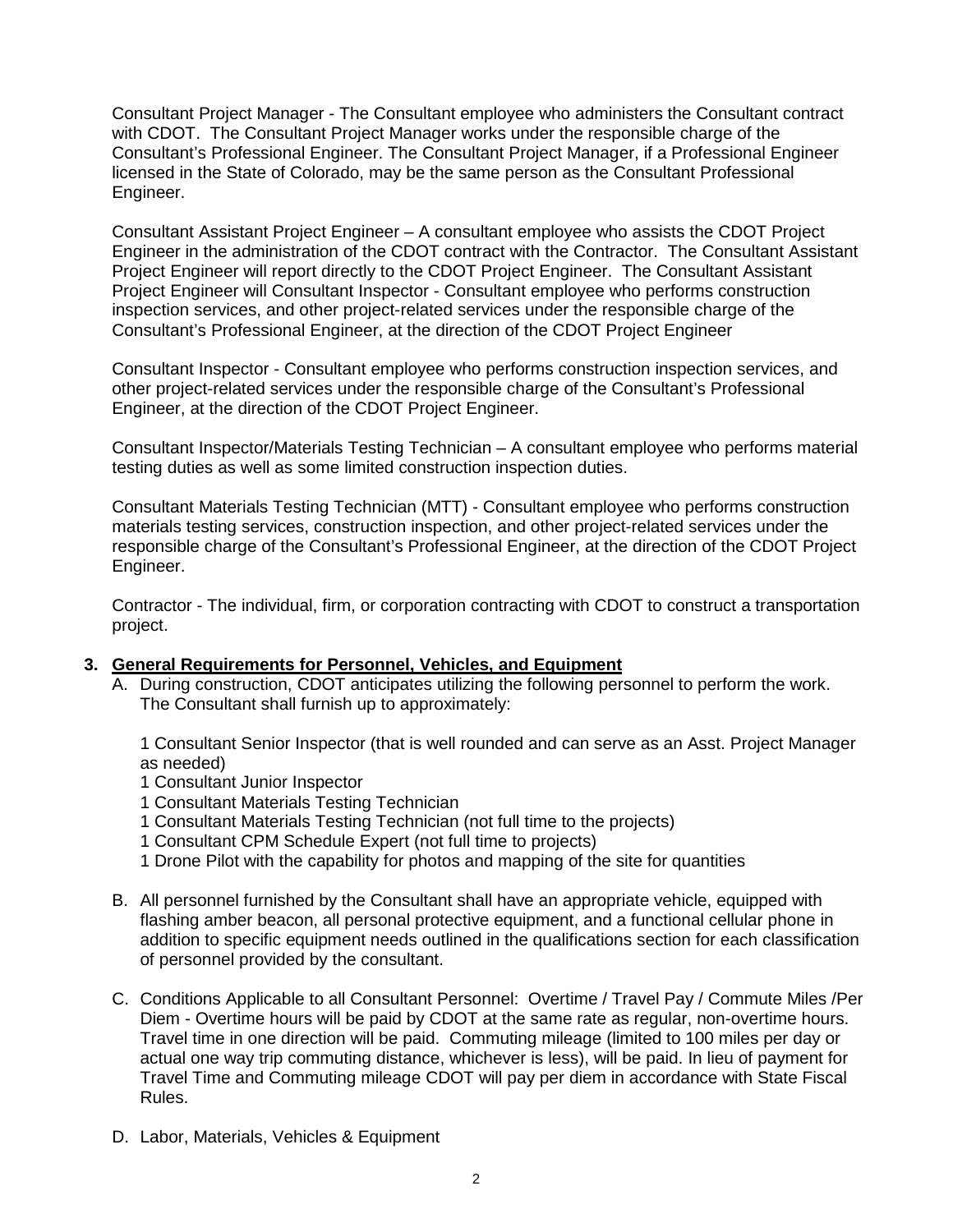Consultant Project Manager - The Consultant employee who administers the Consultant contract with CDOT. The Consultant Project Manager works under the responsible charge of the Consultant's Professional Engineer. The Consultant Project Manager, if a Professional Engineer licensed in the State of Colorado, may be the same person as the Consultant Professional Engineer.

Consultant Assistant Project Engineer – A consultant employee who assists the CDOT Project Engineer in the administration of the CDOT contract with the Contractor. The Consultant Assistant Project Engineer will report directly to the CDOT Project Engineer. The Consultant Assistant Project Engineer will Consultant Inspector - Consultant employee who performs construction inspection services, and other project-related services under the responsible charge of the Consultant's Professional Engineer, at the direction of the CDOT Project Engineer

Consultant Inspector - Consultant employee who performs construction inspection services, and other project-related services under the responsible charge of the Consultant's Professional Engineer, at the direction of the CDOT Project Engineer.

Consultant Inspector/Materials Testing Technician – A consultant employee who performs material testing duties as well as some limited construction inspection duties.

Consultant Materials Testing Technician (MTT) - Consultant employee who performs construction materials testing services, construction inspection, and other project-related services under the responsible charge of the Consultant's Professional Engineer, at the direction of the CDOT Project Engineer.

Contractor - The individual, firm, or corporation contracting with CDOT to construct a transportation project.

**3. General Requirements for Personnel, Vehicles, and Equipment**

A. During construction, CDOT anticipates utilizing the following personnel to perform the work. The Consultant shall furnish up to approximately:

   1 Consultant Senior Inspector (that is well rounded and can serve as an Asst. Project Manager as needed)
   1 Consultant Junior Inspector
   1 Consultant Materials Testing Technician
   1 Consultant Materials Testing Technician (not full time to the projects)
   1 Consultant CPM Schedule Expert (not full time to projects)
   1 Drone Pilot with the capability for photos and mapping of the site for quantities

B. All personnel furnished by the Consultant shall have an appropriate vehicle, equipped with flashing amber beacon, all personal protective equipment, and a functional cellular phone in addition to specific equipment needs outlined in the qualifications section for each classification of personnel provided by the consultant.

C. Conditions Applicable to all Consultant Personnel: Overtime / Travel Pay / Commute Miles /Per Diem - Overtime hours will be paid by CDOT at the same rate as regular, non-overtime hours. Travel time in one direction will be paid. Commuting mileage (limited to 100 miles per day or actual one way trip commuting distance, whichever is less), will be paid. In lieu of payment for Travel Time and Commuting mileage CDOT will pay per diem in accordance with State Fiscal Rules.

D. Labor, Materials, Vehicles & Equipment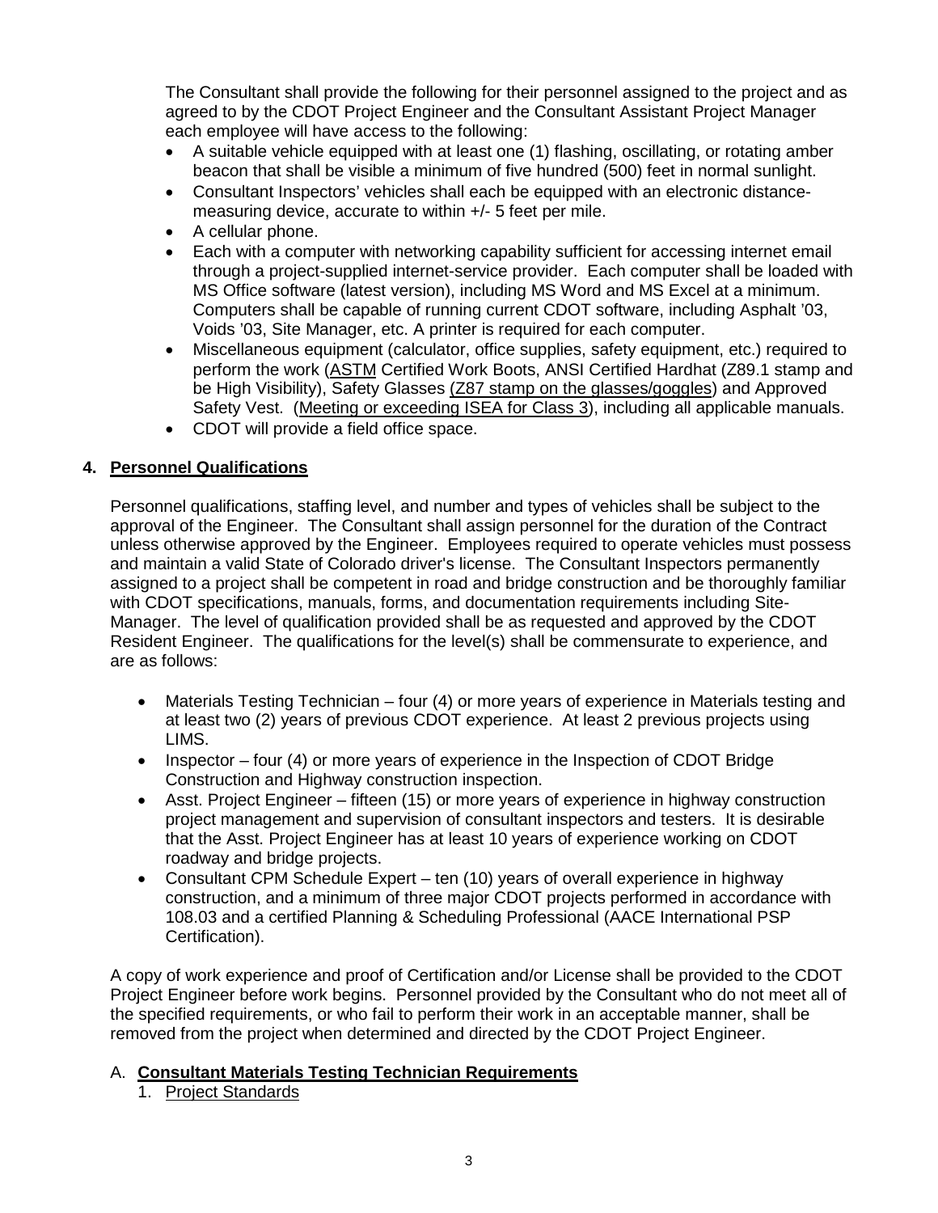The Consultant shall provide the following for their personnel assigned to the project and as agreed to by the CDOT Project Engineer and the Consultant Assistant Project Manager each employee will have access to the following:

- A suitable vehicle equipped with at least one (1) flashing, oscillating, or rotating amber beacon that shall be visible a minimum of five hundred (500) feet in normal sunlight.
- Consultant Inspectors' vehicles shall each be equipped with an electronic distance-measuring device, accurate to within +/- 5 feet per mile.
- A cellular phone.
- Each with a computer with networking capability sufficient for accessing internet email through a project-supplied internet-service provider. Each computer shall be loaded with MS Office software (latest version), including MS Word and MS Excel at a minimum. Computers shall be capable of running current CDOT software, including Asphalt '03, Voids '03, Site Manager, etc. A printer is required for each computer.
- Miscellaneous equipment (calculator, office supplies, safety equipment, etc.) required to perform the work (ASTM Certified Work Boots, ANSI Certified Hardhat (Z89.1 stamp and be High Visibility), Safety Glasses (Z87 stamp on the glasses/goggles) and Approved Safety Vest. (Meeting or exceeding ISEA for Class 3), including all applicable manuals.
- CDOT will provide a field office space.

## 4. Personnel Qualifications

Personnel qualifications, staffing level, and number and types of vehicles shall be subject to the approval of the Engineer. The Consultant shall assign personnel for the duration of the Contract unless otherwise approved by the Engineer. Employees required to operate vehicles must possess and maintain a valid State of Colorado driver's license. The Consultant Inspectors permanently assigned to a project shall be competent in road and bridge construction and be thoroughly familiar with CDOT specifications, manuals, forms, and documentation requirements including Site-Manager. The level of qualification provided shall be as requested and approved by the CDOT Resident Engineer. The qualifications for the level(s) shall be commensurate to experience, and are as follows:

- Materials Testing Technician – four (4) or more years of experience in Materials testing and at least two (2) years of previous CDOT experience. At least 2 previous projects using LIMS.
- Inspector – four (4) or more years of experience in the Inspection of CDOT Bridge Construction and Highway construction inspection.
- Asst. Project Engineer – fifteen (15) or more years of experience in highway construction project management and supervision of consultant inspectors and testers. It is desirable that the Asst. Project Engineer has at least 10 years of experience working on CDOT roadway and bridge projects.
- Consultant CPM Schedule Expert – ten (10) years of overall experience in highway construction, and a minimum of three major CDOT projects performed in accordance with 108.03 and a certified Planning & Scheduling Professional (AACE International PSP Certification).

A copy of work experience and proof of Certification and/or License shall be provided to the CDOT Project Engineer before work begins. Personnel provided by the Consultant who do not meet all of the specified requirements, or who fail to perform their work in an acceptable manner, shall be removed from the project when determined and directed by the CDOT Project Engineer.

### A. Consultant Materials Testing Technician Requirements

1. Project Standards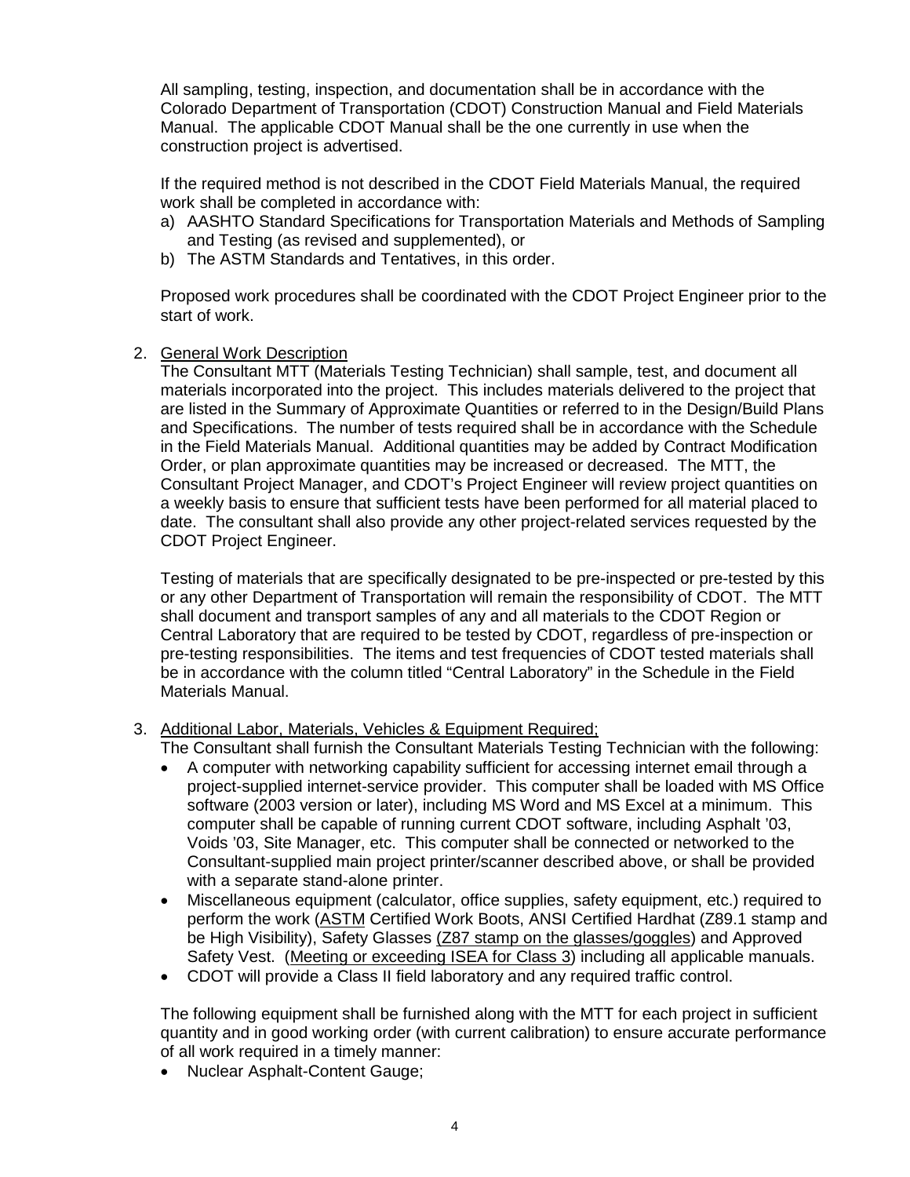All sampling, testing, inspection, and documentation shall be in accordance with the Colorado Department of Transportation (CDOT) Construction Manual and Field Materials Manual. The applicable CDOT Manual shall be the one currently in use when the construction project is advertised.

If the required method is not described in the CDOT Field Materials Manual, the required work shall be completed in accordance with:

a) AASHTO Standard Specifications for Transportation Materials and Methods of Sampling and Testing (as revised and supplemented), or
b) The ASTM Standards and Tentatives, in this order.

Proposed work procedures shall be coordinated with the CDOT Project Engineer prior to the start of work.

2. <u>General Work Description</u>

The Consultant MTT (Materials Testing Technician) shall sample, test, and document all materials incorporated into the project. This includes materials delivered to the project that are listed in the Summary of Approximate Quantities or referred to in the Design/Build Plans and Specifications. The number of tests required shall be in accordance with the Schedule in the Field Materials Manual. Additional quantities may be added by Contract Modification Order, or plan approximate quantities may be increased or decreased. The MTT, the Consultant Project Manager, and CDOT's Project Engineer will review project quantities on a weekly basis to ensure that sufficient tests have been performed for all material placed to date. The consultant shall also provide any other project-related services requested by the CDOT Project Engineer.

Testing of materials that are specifically designated to be pre-inspected or pre-tested by this or any other Department of Transportation will remain the responsibility of CDOT. The MTT shall document and transport samples of any and all materials to the CDOT Region or Central Laboratory that are required to be tested by CDOT, regardless of pre-inspection or pre-testing responsibilities. The items and test frequencies of CDOT tested materials shall be in accordance with the column titled "Central Laboratory" in the Schedule in the Field Materials Manual.

3. <u>Additional Labor, Materials, Vehicles & Equipment Required;</u>

The Consultant shall furnish the Consultant Materials Testing Technician with the following:

- A computer with networking capability sufficient for accessing internet email through a project-supplied internet-service provider. This computer shall be loaded with MS Office software (2003 version or later), including MS Word and MS Excel at a minimum. This computer shall be capable of running current CDOT software, including Asphalt '03, Voids '03, Site Manager, etc. This computer shall be connected or networked to the Consultant-supplied main project printer/scanner described above, or shall be provided with a separate stand-alone printer.
- Miscellaneous equipment (calculator, office supplies, safety equipment, etc.) required to perform the work (<u>ASTM</u> Certified Work Boots, ANSI Certified Hardhat (Z89.1 stamp and be High Visibility), Safety Glasses (<u>Z87 stamp on the glasses/goggles</u>) and Approved Safety Vest. (<u>Meeting or exceeding ISEA for Class 3</u>) including all applicable manuals.
- CDOT will provide a Class II field laboratory and any required traffic control.

The following equipment shall be furnished along with the MTT for each project in sufficient quantity and in good working order (with current calibration) to ensure accurate performance of all work required in a timely manner:

- Nuclear Asphalt-Content Gauge;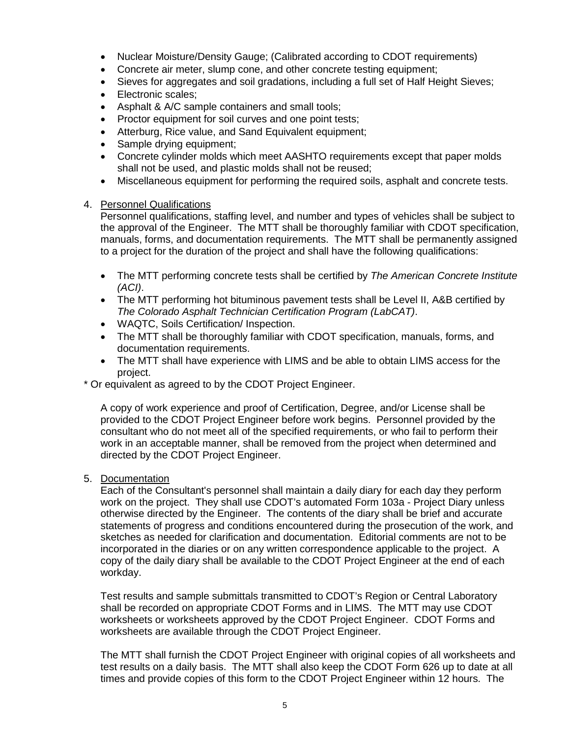- Nuclear Moisture/Density Gauge; (Calibrated according to CDOT requirements)
- Concrete air meter, slump cone, and other concrete testing equipment;
- Sieves for aggregates and soil gradations, including a full set of Half Height Sieves;
- Electronic scales;
- Asphalt & A/C sample containers and small tools;
- Proctor equipment for soil curves and one point tests;
- Atterburg, Rice value, and Sand Equivalent equipment;
- Sample drying equipment;
- Concrete cylinder molds which meet AASHTO requirements except that paper molds shall not be used, and plastic molds shall not be reused;
- Miscellaneous equipment for performing the required soils, asphalt and concrete tests.

4. <u>Personnel Qualifications</u>

Personnel qualifications, staffing level, and number and types of vehicles shall be subject to the approval of the Engineer. The MTT shall be thoroughly familiar with CDOT specification, manuals, forms, and documentation requirements. The MTT shall be permanently assigned to a project for the duration of the project and shall have the following qualifications:

- The MTT performing concrete tests shall be certified by *The American Concrete Institute (ACI)*.
- The MTT performing hot bituminous pavement tests shall be Level II, A&B certified by *The Colorado Asphalt Technician Certification Program (LabCAT)*.
- WAQTC, Soils Certification/ Inspection.
- The MTT shall be thoroughly familiar with CDOT specification, manuals, forms, and documentation requirements.
- The MTT shall have experience with LIMS and be able to obtain LIMS access for the project.

\* Or equivalent as agreed to by the CDOT Project Engineer.

A copy of work experience and proof of Certification, Degree, and/or License shall be provided to the CDOT Project Engineer before work begins. Personnel provided by the consultant who do not meet all of the specified requirements, or who fail to perform their work in an acceptable manner, shall be removed from the project when determined and directed by the CDOT Project Engineer.

5. <u>Documentation</u>

Each of the Consultant's personnel shall maintain a daily diary for each day they perform work on the project. They shall use CDOT's automated Form 103a - Project Diary unless otherwise directed by the Engineer. The contents of the diary shall be brief and accurate statements of progress and conditions encountered during the prosecution of the work, and sketches as needed for clarification and documentation. Editorial comments are not to be incorporated in the diaries or on any written correspondence applicable to the project. A copy of the daily diary shall be available to the CDOT Project Engineer at the end of each workday.

Test results and sample submittals transmitted to CDOT's Region or Central Laboratory shall be recorded on appropriate CDOT Forms and in LIMS. The MTT may use CDOT worksheets or worksheets approved by the CDOT Project Engineer. CDOT Forms and worksheets are available through the CDOT Project Engineer.

The MTT shall furnish the CDOT Project Engineer with original copies of all worksheets and test results on a daily basis. The MTT shall also keep the CDOT Form 626 up to date at all times and provide copies of this form to the CDOT Project Engineer within 12 hours. The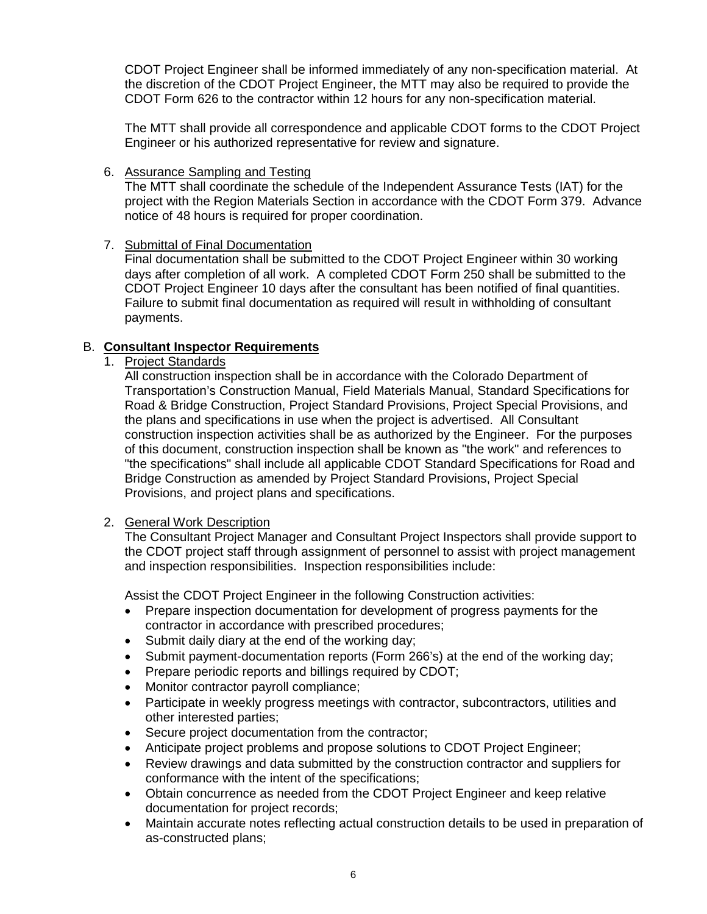CDOT Project Engineer shall be informed immediately of any non-specification material. At the discretion of the CDOT Project Engineer, the MTT may also be required to provide the CDOT Form 626 to the contractor within 12 hours for any non-specification material.

The MTT shall provide all correspondence and applicable CDOT forms to the CDOT Project Engineer or his authorized representative for review and signature.

6. Assurance Sampling and Testing
   The MTT shall coordinate the schedule of the Independent Assurance Tests (IAT) for the project with the Region Materials Section in accordance with the CDOT Form 379. Advance notice of 48 hours is required for proper coordination.

7. Submittal of Final Documentation
   Final documentation shall be submitted to the CDOT Project Engineer within 30 working days after completion of all work. A completed CDOT Form 250 shall be submitted to the CDOT Project Engineer 10 days after the consultant has been notified of final quantities. Failure to submit final documentation as required will result in withholding of consultant payments.

## B. Consultant Inspector Requirements

1. Project Standards
   All construction inspection shall be in accordance with the Colorado Department of Transportation's Construction Manual, Field Materials Manual, Standard Specifications for Road & Bridge Construction, Project Standard Provisions, Project Special Provisions, and the plans and specifications in use when the project is advertised. All Consultant construction inspection activities shall be as authorized by the Engineer. For the purposes of this document, construction inspection shall be known as "the work" and references to "the specifications" shall include all applicable CDOT Standard Specifications for Road and Bridge Construction as amended by Project Standard Provisions, Project Special Provisions, and project plans and specifications.

2. General Work Description
   The Consultant Project Manager and Consultant Project Inspectors shall provide support to the CDOT project staff through assignment of personnel to assist with project management and inspection responsibilities. Inspection responsibilities include:

   Assist the CDOT Project Engineer in the following Construction activities:

   - Prepare inspection documentation for development of progress payments for the contractor in accordance with prescribed procedures;
   - Submit daily diary at the end of the working day;
   - Submit payment-documentation reports (Form 266's) at the end of the working day;
   - Prepare periodic reports and billings required by CDOT;
   - Monitor contractor payroll compliance;
   - Participate in weekly progress meetings with contractor, subcontractors, utilities and other interested parties;
   - Secure project documentation from the contractor;
   - Anticipate project problems and propose solutions to CDOT Project Engineer;
   - Review drawings and data submitted by the construction contractor and suppliers for conformance with the intent of the specifications;
   - Obtain concurrence as needed from the CDOT Project Engineer and keep relative documentation for project records;
   - Maintain accurate notes reflecting actual construction details to be used in preparation of as-constructed plans;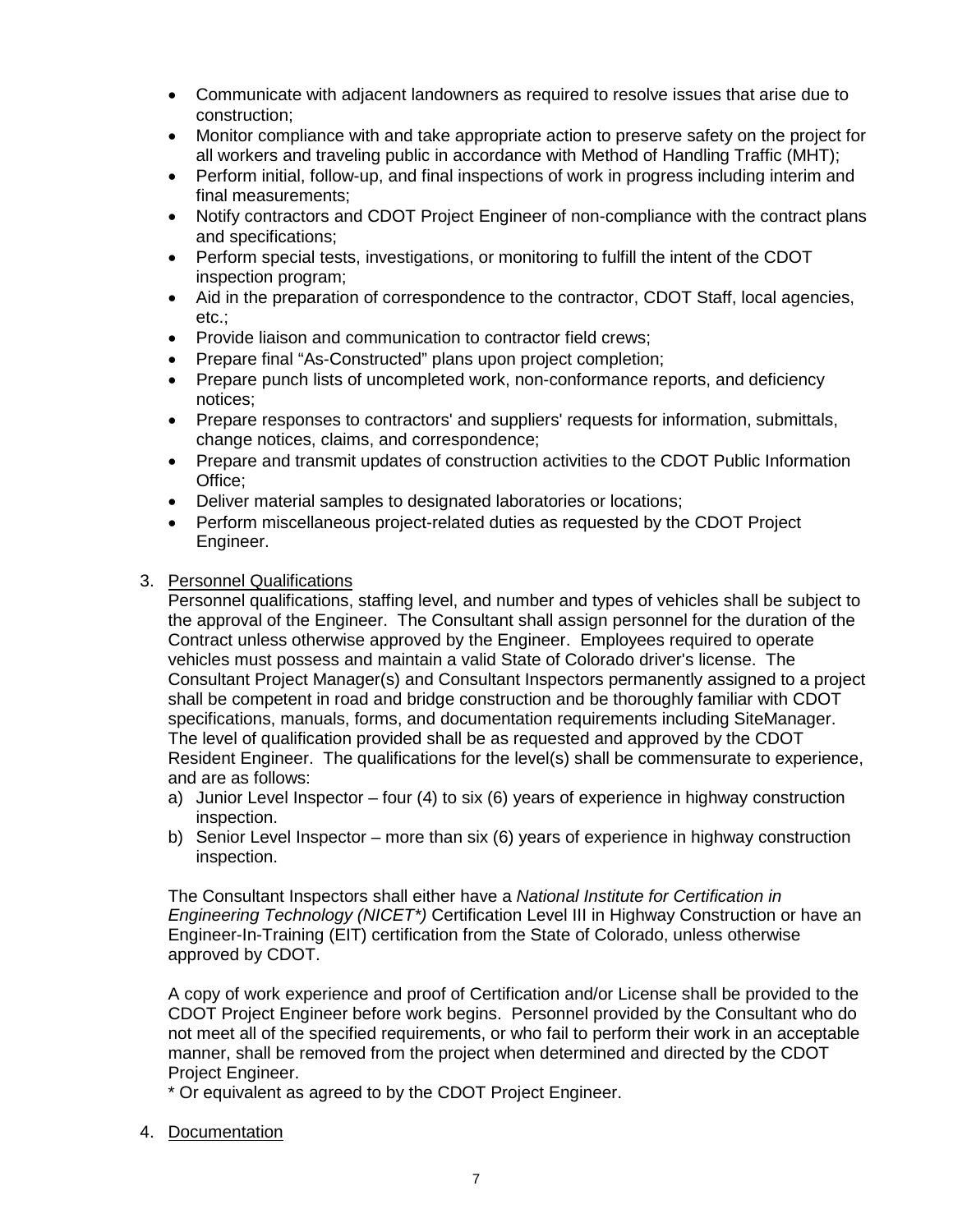- Communicate with adjacent landowners as required to resolve issues that arise due to construction;
- Monitor compliance with and take appropriate action to preserve safety on the project for all workers and traveling public in accordance with Method of Handling Traffic (MHT);
- Perform initial, follow-up, and final inspections of work in progress including interim and final measurements;
- Notify contractors and CDOT Project Engineer of non-compliance with the contract plans and specifications;
- Perform special tests, investigations, or monitoring to fulfill the intent of the CDOT inspection program;
- Aid in the preparation of correspondence to the contractor, CDOT Staff, local agencies, etc.;
- Provide liaison and communication to contractor field crews;
- Prepare final "As-Constructed" plans upon project completion;
- Prepare punch lists of uncompleted work, non-conformance reports, and deficiency notices;
- Prepare responses to contractors' and suppliers' requests for information, submittals, change notices, claims, and correspondence;
- Prepare and transmit updates of construction activities to the CDOT Public Information Office;
- Deliver material samples to designated laboratories or locations;
- Perform miscellaneous project-related duties as requested by the CDOT Project Engineer.

3. <u>Personnel Qualifications</u>

   Personnel qualifications, staffing level, and number and types of vehicles shall be subject to the approval of the Engineer. The Consultant shall assign personnel for the duration of the Contract unless otherwise approved by the Engineer. Employees required to operate vehicles must possess and maintain a valid State of Colorado driver's license. The Consultant Project Manager(s) and Consultant Inspectors permanently assigned to a project shall be competent in road and bridge construction and be thoroughly familiar with CDOT specifications, manuals, forms, and documentation requirements including SiteManager. The level of qualification provided shall be as requested and approved by the CDOT Resident Engineer. The qualifications for the level(s) shall be commensurate to experience, and are as follows:

   a) Junior Level Inspector – four (4) to six (6) years of experience in highway construction inspection.
   b) Senior Level Inspector – more than six (6) years of experience in highway construction inspection.

   The Consultant Inspectors shall either have a *National Institute for Certification in Engineering Technology (NICET\*)* Certification Level III in Highway Construction or have an Engineer-In-Training (EIT) certification from the State of Colorado, unless otherwise approved by CDOT.

   A copy of work experience and proof of Certification and/or License shall be provided to the CDOT Project Engineer before work begins. Personnel provided by the Consultant who do not meet all of the specified requirements, or who fail to perform their work in an acceptable manner, shall be removed from the project when determined and directed by the CDOT Project Engineer.

   \* Or equivalent as agreed to by the CDOT Project Engineer.

4. <u>Documentation</u>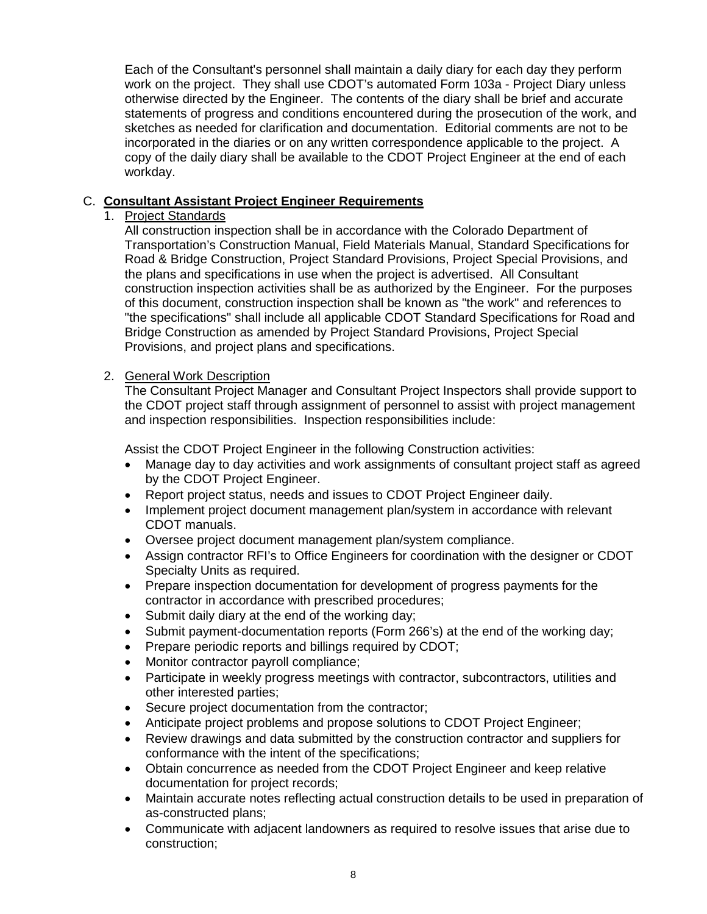Each of the Consultant's personnel shall maintain a daily diary for each day they perform work on the project. They shall use CDOT's automated Form 103a - Project Diary unless otherwise directed by the Engineer. The contents of the diary shall be brief and accurate statements of progress and conditions encountered during the prosecution of the work, and sketches as needed for clarification and documentation. Editorial comments are not to be incorporated in the diaries or on any written correspondence applicable to the project. A copy of the daily diary shall be available to the CDOT Project Engineer at the end of each workday.

### C. **Consultant Assistant Project Engineer Requirements**

1. Project Standards

   All construction inspection shall be in accordance with the Colorado Department of Transportation's Construction Manual, Field Materials Manual, Standard Specifications for Road & Bridge Construction, Project Standard Provisions, Project Special Provisions, and the plans and specifications in use when the project is advertised. All Consultant construction inspection activities shall be as authorized by the Engineer. For the purposes of this document, construction inspection shall be known as "the work" and references to "the specifications" shall include all applicable CDOT Standard Specifications for Road and Bridge Construction as amended by Project Standard Provisions, Project Special Provisions, and project plans and specifications.

2. General Work Description

   The Consultant Project Manager and Consultant Project Inspectors shall provide support to the CDOT project staff through assignment of personnel to assist with project management and inspection responsibilities. Inspection responsibilities include:

   Assist the CDOT Project Engineer in the following Construction activities:

   - Manage day to day activities and work assignments of consultant project staff as agreed by the CDOT Project Engineer.
   - Report project status, needs and issues to CDOT Project Engineer daily.
   - Implement project document management plan/system in accordance with relevant CDOT manuals.
   - Oversee project document management plan/system compliance.
   - Assign contractor RFI's to Office Engineers for coordination with the designer or CDOT Specialty Units as required.
   - Prepare inspection documentation for development of progress payments for the contractor in accordance with prescribed procedures;
   - Submit daily diary at the end of the working day;
   - Submit payment-documentation reports (Form 266's) at the end of the working day;
   - Prepare periodic reports and billings required by CDOT;
   - Monitor contractor payroll compliance;
   - Participate in weekly progress meetings with contractor, subcontractors, utilities and other interested parties;
   - Secure project documentation from the contractor;
   - Anticipate project problems and propose solutions to CDOT Project Engineer;
   - Review drawings and data submitted by the construction contractor and suppliers for conformance with the intent of the specifications;
   - Obtain concurrence as needed from the CDOT Project Engineer and keep relative documentation for project records;
   - Maintain accurate notes reflecting actual construction details to be used in preparation of as-constructed plans;
   - Communicate with adjacent landowners as required to resolve issues that arise due to construction;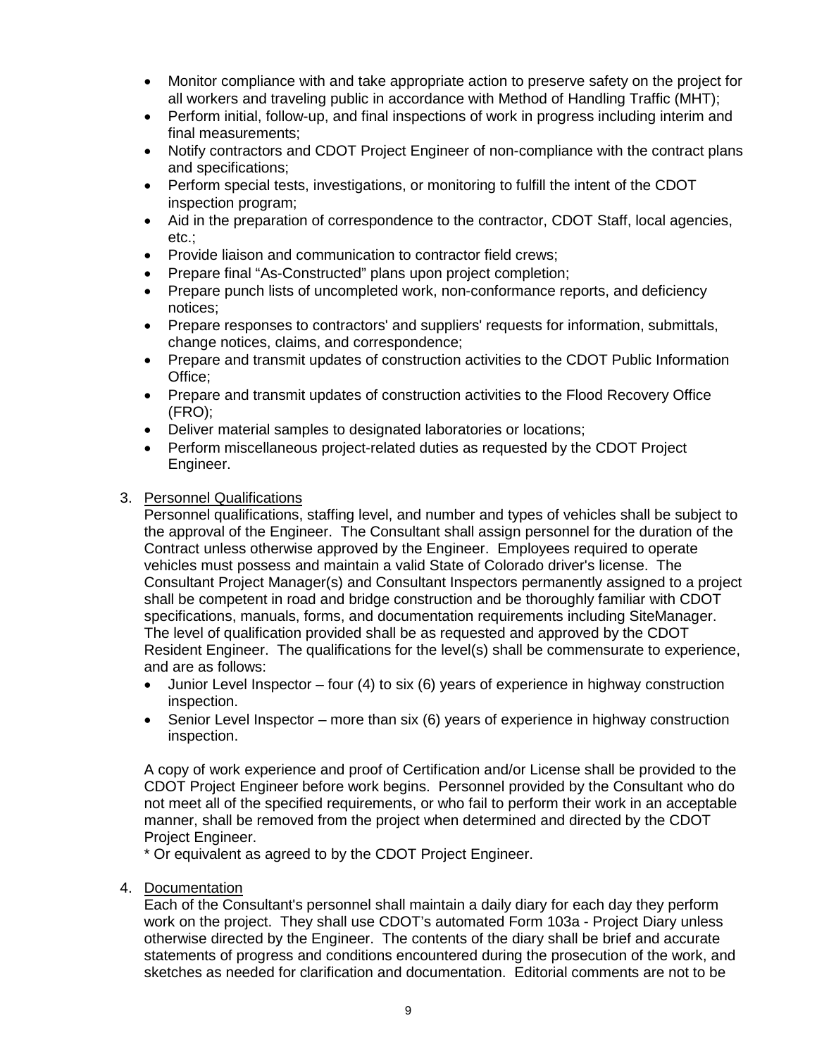- Monitor compliance with and take appropriate action to preserve safety on the project for all workers and traveling public in accordance with Method of Handling Traffic (MHT);
- Perform initial, follow-up, and final inspections of work in progress including interim and final measurements;
- Notify contractors and CDOT Project Engineer of non-compliance with the contract plans and specifications;
- Perform special tests, investigations, or monitoring to fulfill the intent of the CDOT inspection program;
- Aid in the preparation of correspondence to the contractor, CDOT Staff, local agencies, etc.;
- Provide liaison and communication to contractor field crews;
- Prepare final "As-Constructed" plans upon project completion;
- Prepare punch lists of uncompleted work, non-conformance reports, and deficiency notices;
- Prepare responses to contractors' and suppliers' requests for information, submittals, change notices, claims, and correspondence;
- Prepare and transmit updates of construction activities to the CDOT Public Information Office;
- Prepare and transmit updates of construction activities to the Flood Recovery Office (FRO);
- Deliver material samples to designated laboratories or locations;
- Perform miscellaneous project-related duties as requested by the CDOT Project Engineer.

3. <u>Personnel Qualifications</u>

Personnel qualifications, staffing level, and number and types of vehicles shall be subject to the approval of the Engineer. The Consultant shall assign personnel for the duration of the Contract unless otherwise approved by the Engineer. Employees required to operate vehicles must possess and maintain a valid State of Colorado driver's license. The Consultant Project Manager(s) and Consultant Inspectors permanently assigned to a project shall be competent in road and bridge construction and be thoroughly familiar with CDOT specifications, manuals, forms, and documentation requirements including SiteManager. The level of qualification provided shall be as requested and approved by the CDOT Resident Engineer. The qualifications for the level(s) shall be commensurate to experience, and are as follows:

- Junior Level Inspector – four (4) to six (6) years of experience in highway construction inspection.
- Senior Level Inspector – more than six (6) years of experience in highway construction inspection.

A copy of work experience and proof of Certification and/or License shall be provided to the CDOT Project Engineer before work begins. Personnel provided by the Consultant who do not meet all of the specified requirements, or who fail to perform their work in an acceptable manner, shall be removed from the project when determined and directed by the CDOT Project Engineer.

* Or equivalent as agreed to by the CDOT Project Engineer.

4. <u>Documentation</u>

Each of the Consultant's personnel shall maintain a daily diary for each day they perform work on the project. They shall use CDOT's automated Form 103a - Project Diary unless otherwise directed by the Engineer. The contents of the diary shall be brief and accurate statements of progress and conditions encountered during the prosecution of the work, and sketches as needed for clarification and documentation. Editorial comments are not to be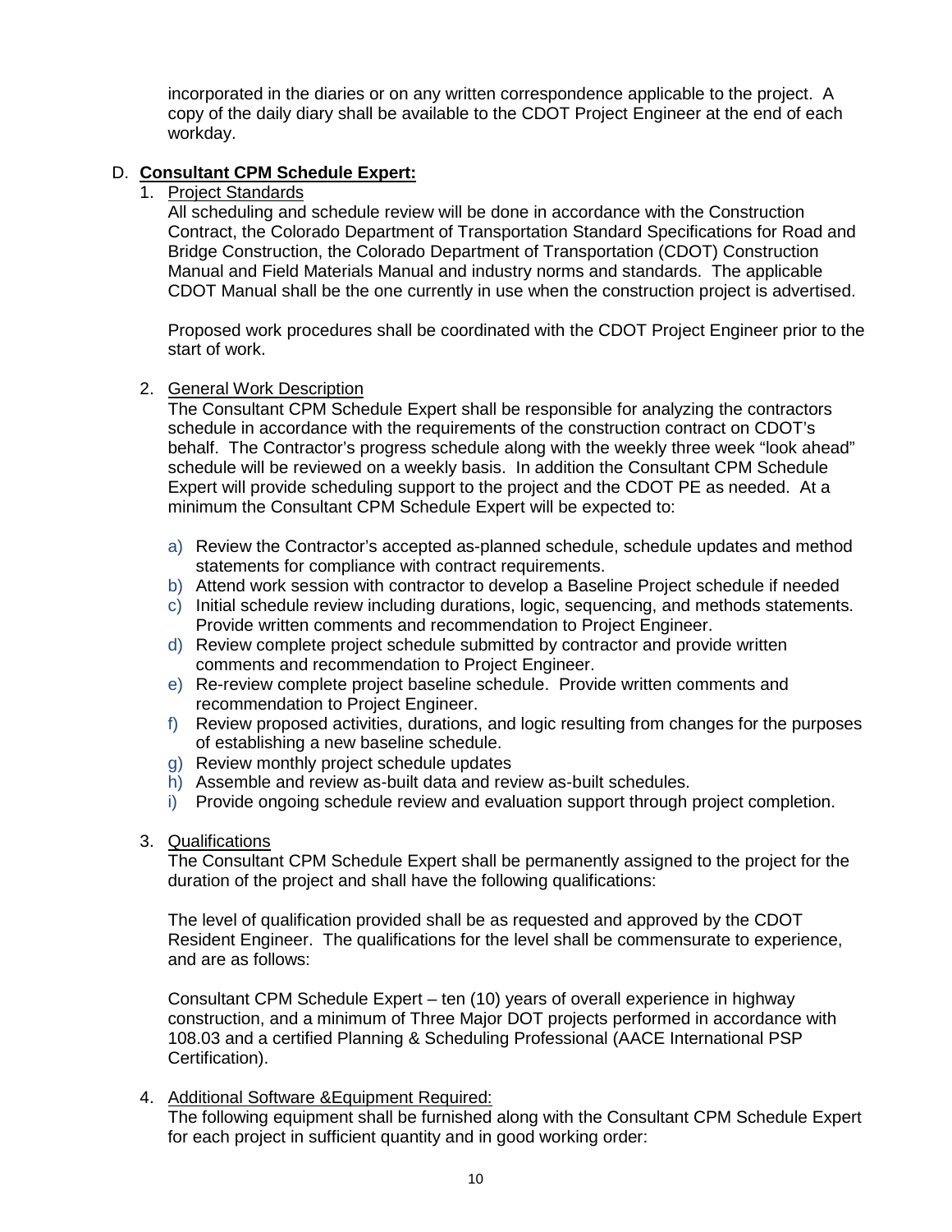incorporated in the diaries or on any written correspondence applicable to the project. A copy of the daily diary shall be available to the CDOT Project Engineer at the end of each workday.

D. **Consultant CPM Schedule Expert:**

1. Project Standards

   All scheduling and schedule review will be done in accordance with the Construction Contract, the Colorado Department of Transportation Standard Specifications for Road and Bridge Construction, the Colorado Department of Transportation (CDOT) Construction Manual and Field Materials Manual and industry norms and standards. The applicable CDOT Manual shall be the one currently in use when the construction project is advertised.

   Proposed work procedures shall be coordinated with the CDOT Project Engineer prior to the start of work.

2. General Work Description

   The Consultant CPM Schedule Expert shall be responsible for analyzing the contractors schedule in accordance with the requirements of the construction contract on CDOT's behalf. The Contractor's progress schedule along with the weekly three week "look ahead" schedule will be reviewed on a weekly basis. In addition the Consultant CPM Schedule Expert will provide scheduling support to the project and the CDOT PE as needed. At a minimum the Consultant CPM Schedule Expert will be expected to:

   a) Review the Contractor's accepted as-planned schedule, schedule updates and method statements for compliance with contract requirements.
   b) Attend work session with contractor to develop a Baseline Project schedule if needed
   c) Initial schedule review including durations, logic, sequencing, and methods statements. Provide written comments and recommendation to Project Engineer.
   d) Review complete project schedule submitted by contractor and provide written comments and recommendation to Project Engineer.
   e) Re-review complete project baseline schedule. Provide written comments and recommendation to Project Engineer.
   f) Review proposed activities, durations, and logic resulting from changes for the purposes of establishing a new baseline schedule.
   g) Review monthly project schedule updates
   h) Assemble and review as-built data and review as-built schedules.
   i) Provide ongoing schedule review and evaluation support through project completion.

3. Qualifications

   The Consultant CPM Schedule Expert shall be permanently assigned to the project for the duration of the project and shall have the following qualifications:

   The level of qualification provided shall be as requested and approved by the CDOT Resident Engineer. The qualifications for the level shall be commensurate to experience, and are as follows:

   Consultant CPM Schedule Expert – ten (10) years of overall experience in highway construction, and a minimum of Three Major DOT projects performed in accordance with 108.03 and a certified Planning & Scheduling Professional (AACE International PSP Certification).

4. Additional Software &Equipment Required:

   The following equipment shall be furnished along with the Consultant CPM Schedule Expert for each project in sufficient quantity and in good working order: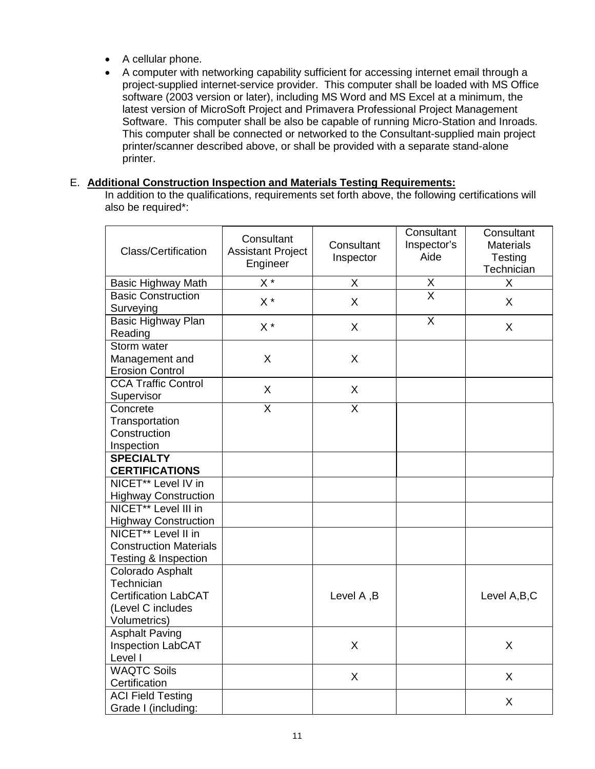- A cellular phone.
- A computer with networking capability sufficient for accessing internet email through a project-supplied internet-service provider. This computer shall be loaded with MS Office software (2003 version or later), including MS Word and MS Excel at a minimum, the latest version of MicroSoft Project and Primavera Professional Project Management Software. This computer shall be also be capable of running Micro-Station and Inroads. This computer shall be connected or networked to the Consultant-supplied main project printer/scanner described above, or shall be provided with a separate stand-alone printer.

E. **Additional Construction Inspection and Materials Testing Requirements:**
In addition to the qualifications, requirements set forth above, the following certifications will also be required*:

| Class/Certification | Consultant Assistant Project Engineer | Consultant Inspector | Consultant Inspector's Aide | Consultant Materials Testing Technician |
|---|---|---|---|---|
| Basic Highway Math | X * | X | X | X |
| Basic Construction Surveying | X * | X | X | X |
| Basic Highway Plan Reading | X * | X | X | X |
| Storm water Management and Erosion Control | X | X | | |
| CCA Traffic Control Supervisor | X | X | | |
| Concrete Transportation Construction Inspection | X | X | | |
| **SPECIALTY CERTIFICATIONS** | | | | |
| NICET** Level IV in Highway Construction | | | | |
| NICET** Level III in Highway Construction | | | | |
| NICET** Level II in Construction Materials Testing & Inspection | | | | |
| Colorado Asphalt Technician Certification LabCAT (Level C includes Volumetrics) | | Level A ,B | | Level A,B,C |
| Asphalt Paving Inspection LabCAT Level I | | X | | X |
| WAQTC Soils Certification | | X | | X |
| ACI Field Testing Grade I (including: | | | | X |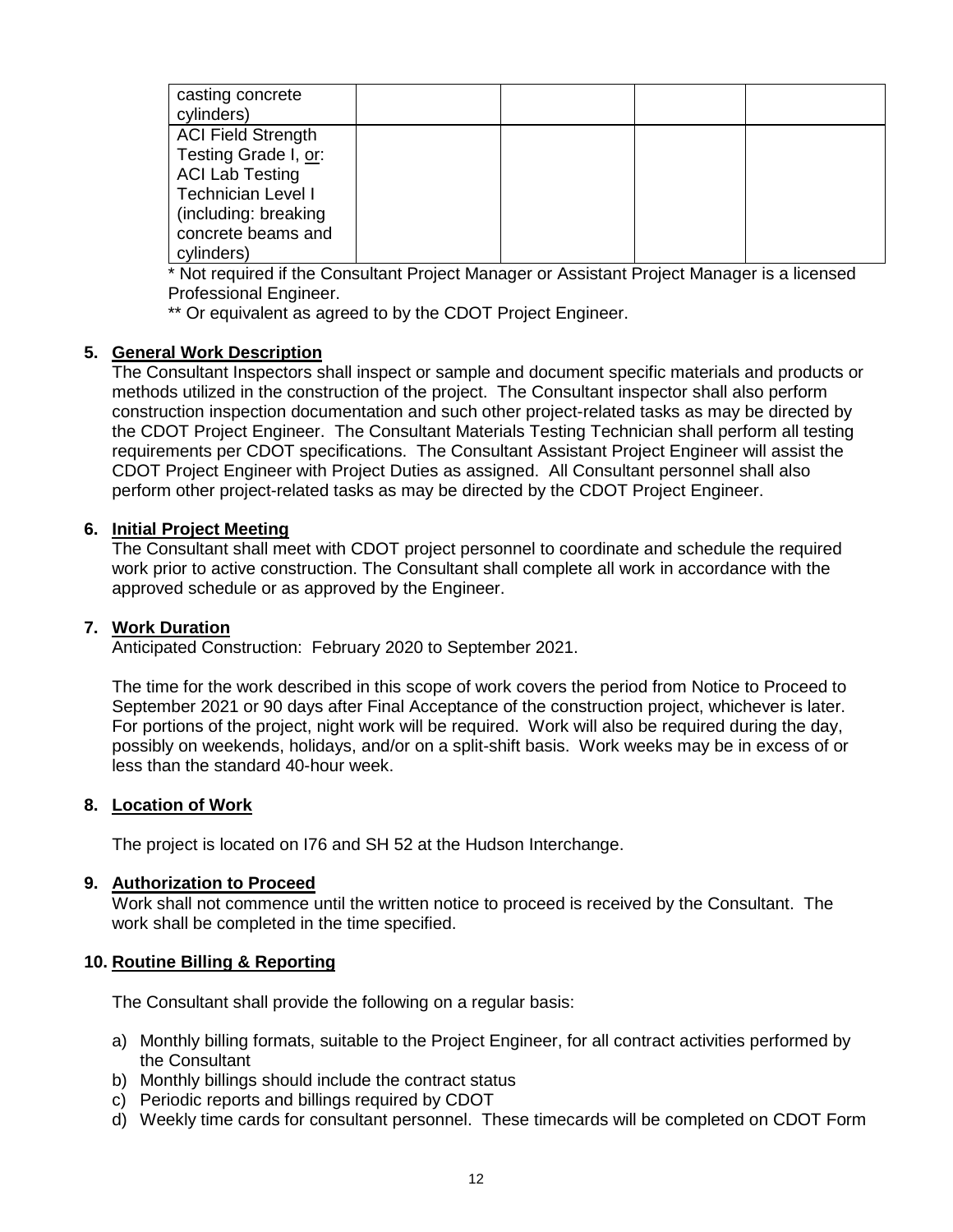| casting concrete cylinders) | | | | |
|---|---|---|---|---|
| ACI Field Strength Testing Grade I, <u>or</u>: ACI Lab Testing Technician Level I (including: breaking concrete beams and cylinders) | | | | |

* Not required if the Consultant Project Manager or Assistant Project Manager is a licensed Professional Engineer.

** Or equivalent as agreed to by the CDOT Project Engineer.

**5. <u>General Work Description</u>**

The Consultant Inspectors shall inspect or sample and document specific materials and products or methods utilized in the construction of the project. The Consultant inspector shall also perform construction inspection documentation and such other project-related tasks as may be directed by the CDOT Project Engineer. The Consultant Materials Testing Technician shall perform all testing requirements per CDOT specifications. The Consultant Assistant Project Engineer will assist the CDOT Project Engineer with Project Duties as assigned. All Consultant personnel shall also perform other project-related tasks as may be directed by the CDOT Project Engineer.

**6. <u>Initial Project Meeting</u>**

The Consultant shall meet with CDOT project personnel to coordinate and schedule the required work prior to active construction. The Consultant shall complete all work in accordance with the approved schedule or as approved by the Engineer.

**7. <u>Work Duration</u>**

Anticipated Construction: February 2020 to September 2021.

The time for the work described in this scope of work covers the period from Notice to Proceed to September 2021 or 90 days after Final Acceptance of the construction project, whichever is later. For portions of the project, night work will be required. Work will also be required during the day, possibly on weekends, holidays, and/or on a split-shift basis. Work weeks may be in excess of or less than the standard 40-hour week.

**8. <u>Location of Work</u>**

The project is located on I76 and SH 52 at the Hudson Interchange.

**9. <u>Authorization to Proceed</u>**

Work shall not commence until the written notice to proceed is received by the Consultant. The work shall be completed in the time specified.

**10. <u>Routine Billing & Reporting</u>**

The Consultant shall provide the following on a regular basis:

a) Monthly billing formats, suitable to the Project Engineer, for all contract activities performed by the Consultant
b) Monthly billings should include the contract status
c) Periodic reports and billings required by CDOT
d) Weekly time cards for consultant personnel. These timecards will be completed on CDOT Form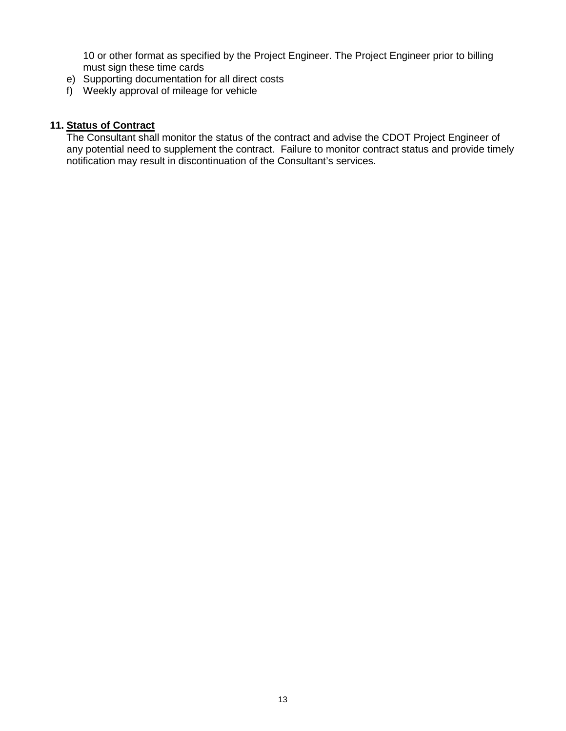10 or other format as specified by the Project Engineer. The Project Engineer prior to billing must sign these time cards

e) Supporting documentation for all direct costs
f) Weekly approval of mileage for vehicle

**11. Status of Contract**

The Consultant shall monitor the status of the contract and advise the CDOT Project Engineer of any potential need to supplement the contract. Failure to monitor contract status and provide timely notification may result in discontinuation of the Consultant's services.